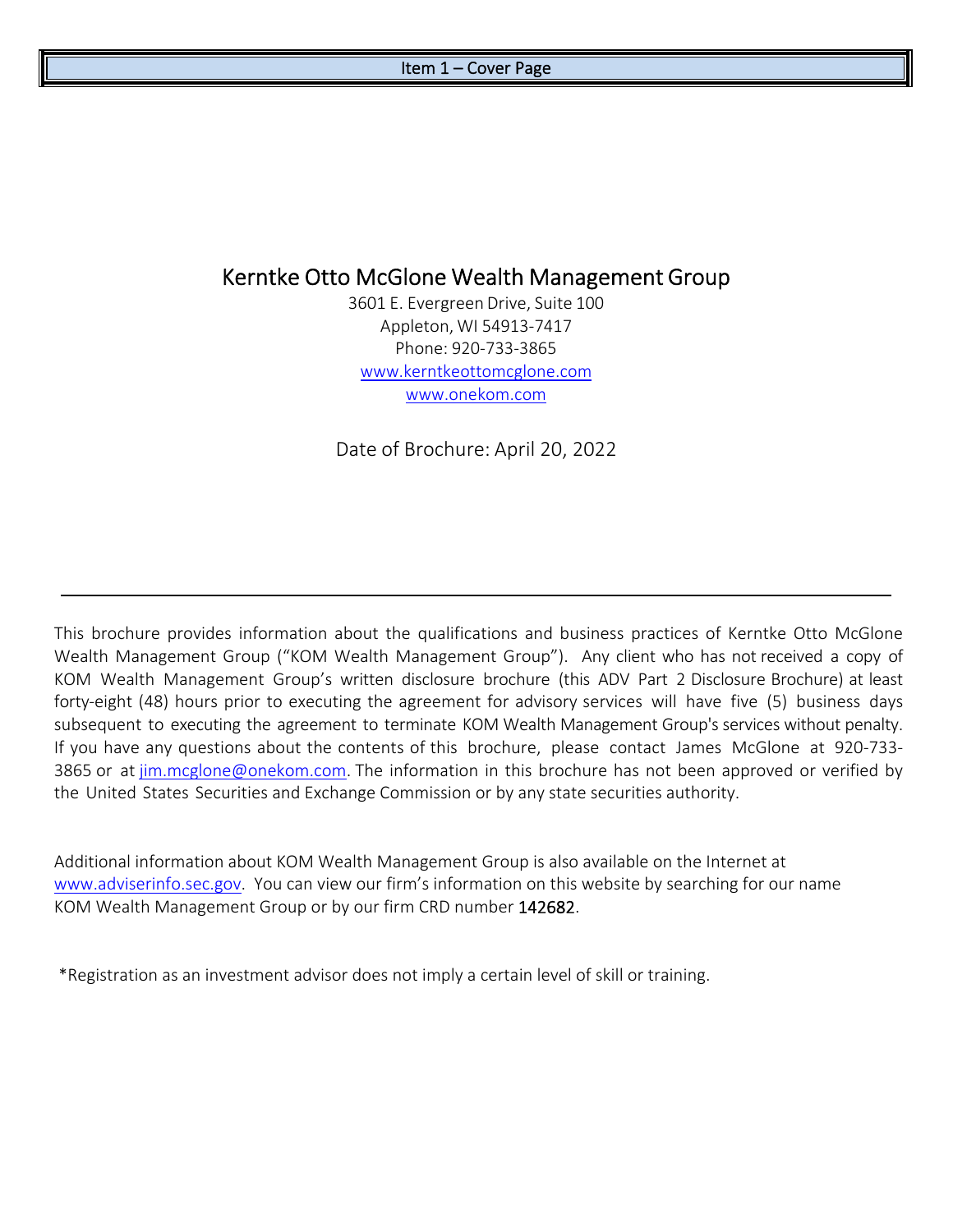# Item 1 – Cover Page

## Kerntke Otto McGlone Wealth Management Group

3601 E. Evergreen Drive, Suite 100
Appleton, WI 54913-7417
Phone: 920-733-3865
www.kerntkeottomcglone.com
www.onekom.com

Date of Brochure: April 20, 2022

---

This brochure provides information about the qualifications and business practices of Kerntke Otto McGlone Wealth Management Group ("KOM Wealth Management Group"). Any client who has not received a copy of KOM Wealth Management Group's written disclosure brochure (this ADV Part 2 Disclosure Brochure) at least forty-eight (48) hours prior to executing the agreement for advisory services will have five (5) business days subsequent to executing the agreement to terminate KOM Wealth Management Group's services without penalty. If you have any questions about the contents of this brochure, please contact James McGlone at 920-733-3865 or at jim.mcglone@onekom.com. The information in this brochure has not been approved or verified by the United States Securities and Exchange Commission or by any state securities authority.

Additional information about KOM Wealth Management Group is also available on the Internet at www.adviserinfo.sec.gov. You can view our firm's information on this website by searching for our name KOM Wealth Management Group or by our firm CRD number 142682.

*Registration as an investment advisor does not imply a certain level of skill or training.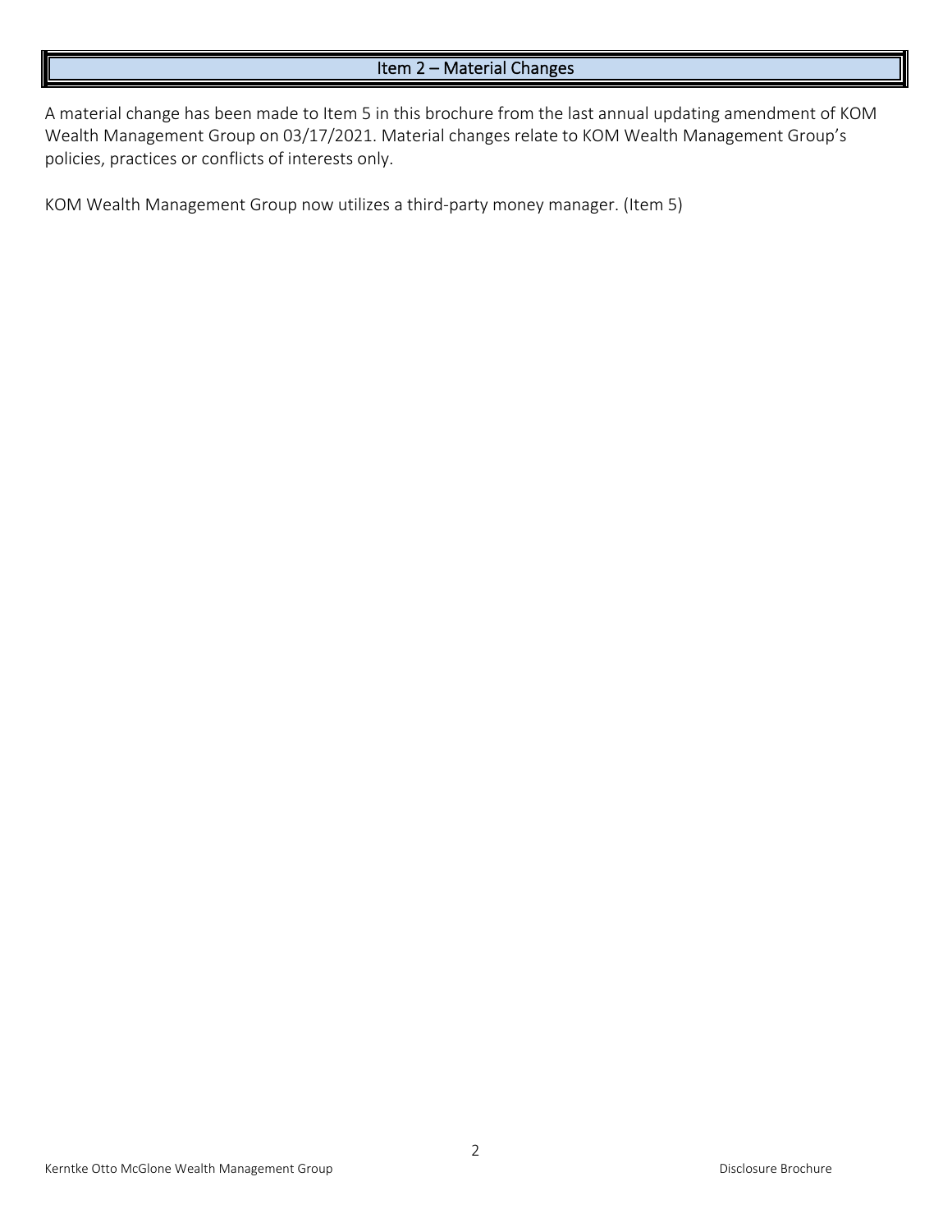## Item 2 – Material Changes

A material change has been made to Item 5 in this brochure from the last annual updating amendment of KOM Wealth Management Group on 03/17/2021. Material changes relate to KOM Wealth Management Group's policies, practices or conflicts of interests only.

KOM Wealth Management Group now utilizes a third-party money manager. (Item 5)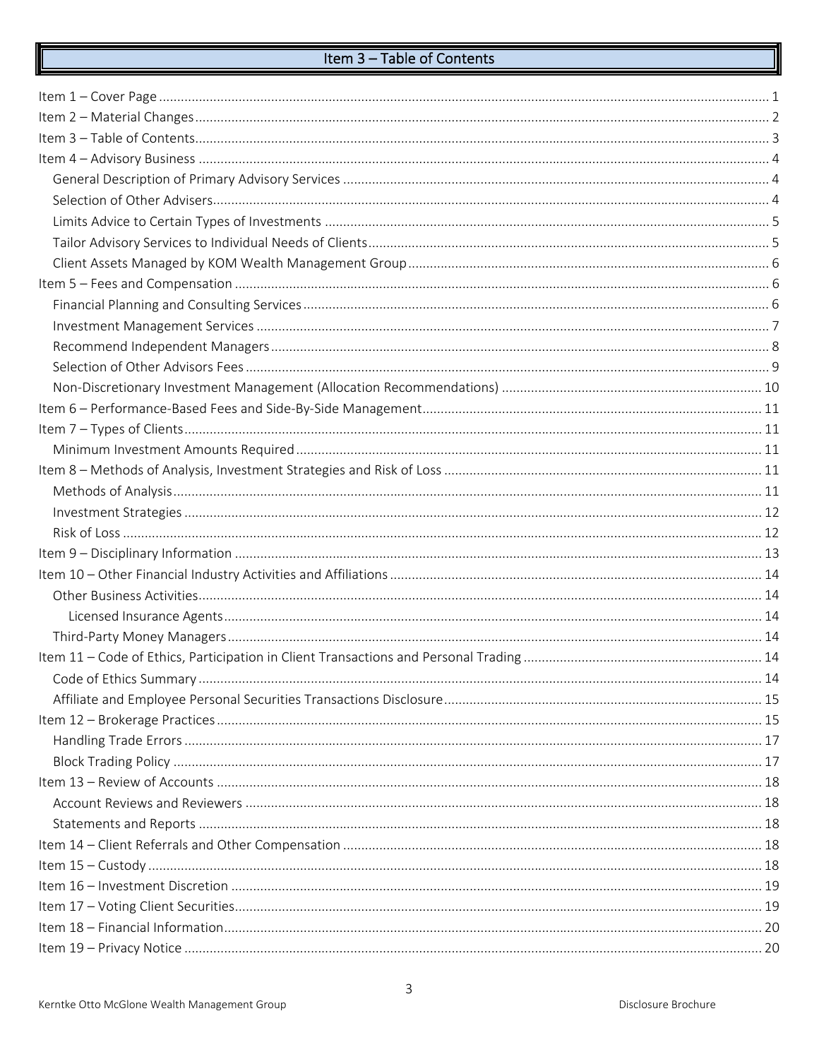# Item 3 – Table of Contents

- Item 1 – Cover Page ........ 1
- Item 2 – Material Changes ........ 2
- Item 3 – Table of Contents ........ 3
- Item 4 – Advisory Business ........ 4
  - General Description of Primary Advisory Services ........ 4
  - Selection of Other Advisers ........ 4
  - Limits Advice to Certain Types of Investments ........ 5
  - Tailor Advisory Services to Individual Needs of Clients ........ 5
  - Client Assets Managed by KOM Wealth Management Group ........ 6
- Item 5 – Fees and Compensation ........ 6
  - Financial Planning and Consulting Services ........ 6
  - Investment Management Services ........ 7
  - Recommend Independent Managers ........ 8
  - Selection of Other Advisors Fees ........ 9
  - Non-Discretionary Investment Management (Allocation Recommendations) ........ 10
- Item 6 – Performance-Based Fees and Side-By-Side Management ........ 11
- Item 7 – Types of Clients ........ 11
  - Minimum Investment Amounts Required ........ 11
- Item 8 – Methods of Analysis, Investment Strategies and Risk of Loss ........ 11
  - Methods of Analysis ........ 11
  - Investment Strategies ........ 12
  - Risk of Loss ........ 12
- Item 9 – Disciplinary Information ........ 13
- Item 10 – Other Financial Industry Activities and Affiliations ........ 14
  - Other Business Activities ........ 14
    - Licensed Insurance Agents ........ 14
  - Third-Party Money Managers ........ 14
- Item 11 – Code of Ethics, Participation in Client Transactions and Personal Trading ........ 14
  - Code of Ethics Summary ........ 14
  - Affiliate and Employee Personal Securities Transactions Disclosure ........ 15
- Item 12 – Brokerage Practices ........ 15
  - Handling Trade Errors ........ 17
  - Block Trading Policy ........ 17
- Item 13 – Review of Accounts ........ 18
  - Account Reviews and Reviewers ........ 18
  - Statements and Reports ........ 18
- Item 14 – Client Referrals and Other Compensation ........ 18
- Item 15 – Custody ........ 18
- Item 16 – Investment Discretion ........ 19
- Item 17 – Voting Client Securities ........ 19
- Item 18 – Financial Information ........ 20
- Item 19 – Privacy Notice ........ 20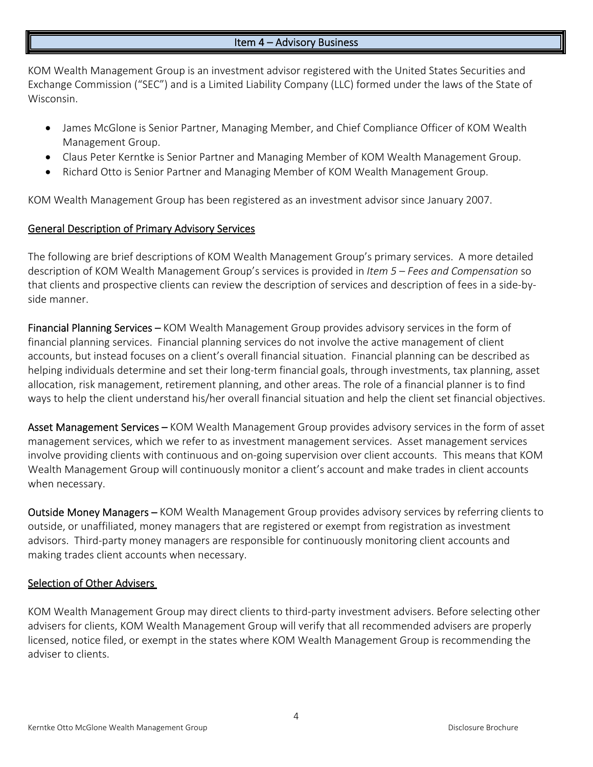## Item 4 – Advisory Business

KOM Wealth Management Group is an investment advisor registered with the United States Securities and Exchange Commission ("SEC") and is a Limited Liability Company (LLC) formed under the laws of the State of Wisconsin.

- James McGlone is Senior Partner, Managing Member, and Chief Compliance Officer of KOM Wealth Management Group.
- Claus Peter Kerntke is Senior Partner and Managing Member of KOM Wealth Management Group.
- Richard Otto is Senior Partner and Managing Member of KOM Wealth Management Group.

KOM Wealth Management Group has been registered as an investment advisor since January 2007.

### General Description of Primary Advisory Services

The following are brief descriptions of KOM Wealth Management Group's primary services. A more detailed description of KOM Wealth Management Group's services is provided in *Item 5 – Fees and Compensation* so that clients and prospective clients can review the description of services and description of fees in a side-by-side manner.

**Financial Planning Services –** KOM Wealth Management Group provides advisory services in the form of financial planning services. Financial planning services do not involve the active management of client accounts, but instead focuses on a client's overall financial situation. Financial planning can be described as helping individuals determine and set their long-term financial goals, through investments, tax planning, asset allocation, risk management, retirement planning, and other areas. The role of a financial planner is to find ways to help the client understand his/her overall financial situation and help the client set financial objectives.

**Asset Management Services –** KOM Wealth Management Group provides advisory services in the form of asset management services, which we refer to as investment management services. Asset management services involve providing clients with continuous and on-going supervision over client accounts. This means that KOM Wealth Management Group will continuously monitor a client's account and make trades in client accounts when necessary.

**Outside Money Managers –** KOM Wealth Management Group provides advisory services by referring clients to outside, or unaffiliated, money managers that are registered or exempt from registration as investment advisors. Third-party money managers are responsible for continuously monitoring client accounts and making trades client accounts when necessary.

### Selection of Other Advisers

KOM Wealth Management Group may direct clients to third-party investment advisers. Before selecting other advisers for clients, KOM Wealth Management Group will verify that all recommended advisers are properly licensed, notice filed, or exempt in the states where KOM Wealth Management Group is recommending the adviser to clients.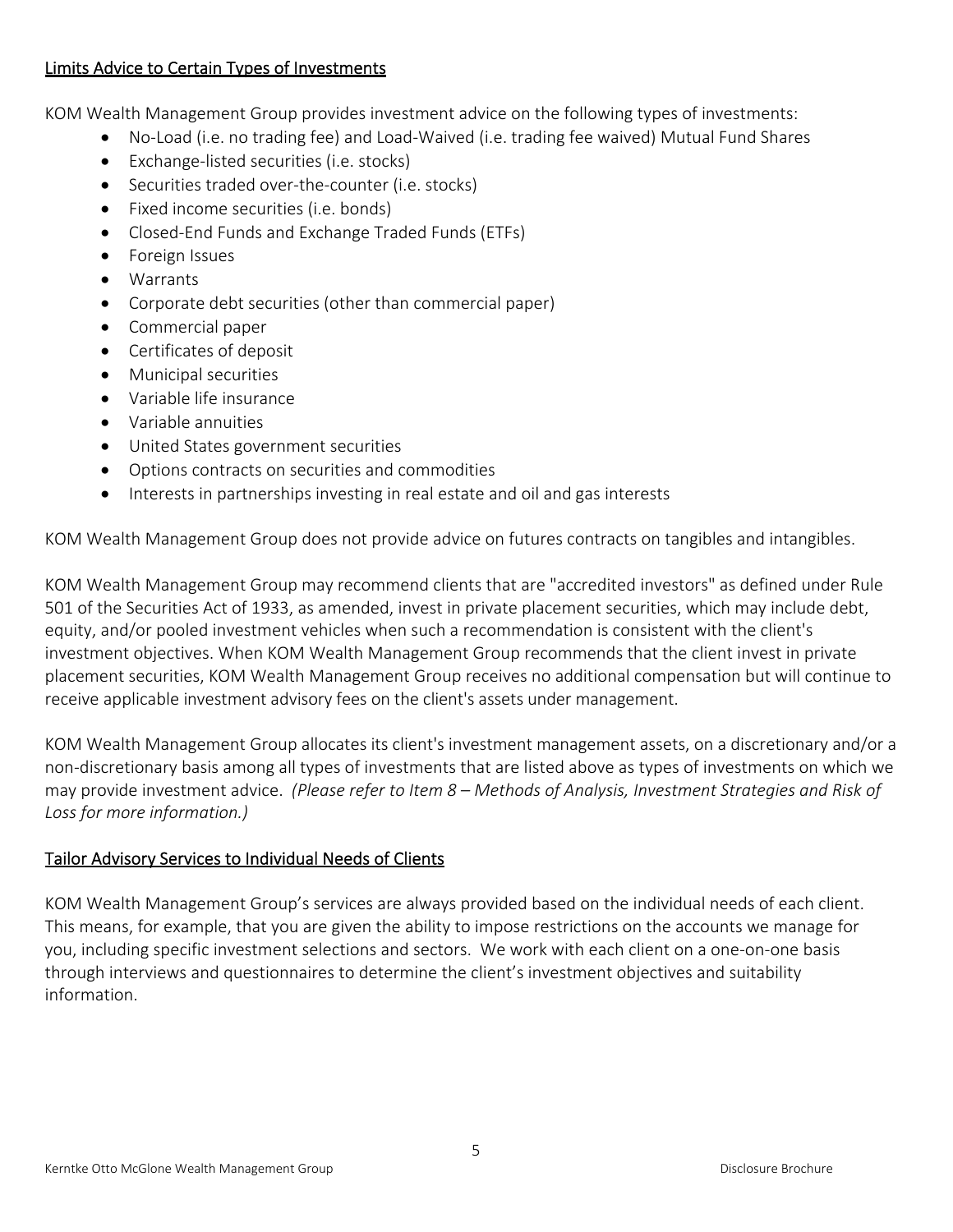## Limits Advice to Certain Types of Investments

KOM Wealth Management Group provides investment advice on the following types of investments:

- No-Load (i.e. no trading fee) and Load-Waived (i.e. trading fee waived) Mutual Fund Shares
- Exchange-listed securities (i.e. stocks)
- Securities traded over-the-counter (i.e. stocks)
- Fixed income securities (i.e. bonds)
- Closed-End Funds and Exchange Traded Funds (ETFs)
- Foreign Issues
- Warrants
- Corporate debt securities (other than commercial paper)
- Commercial paper
- Certificates of deposit
- Municipal securities
- Variable life insurance
- Variable annuities
- United States government securities
- Options contracts on securities and commodities
- Interests in partnerships investing in real estate and oil and gas interests

KOM Wealth Management Group does not provide advice on futures contracts on tangibles and intangibles.

KOM Wealth Management Group may recommend clients that are "accredited investors" as defined under Rule 501 of the Securities Act of 1933, as amended, invest in private placement securities, which may include debt, equity, and/or pooled investment vehicles when such a recommendation is consistent with the client's investment objectives. When KOM Wealth Management Group recommends that the client invest in private placement securities, KOM Wealth Management Group receives no additional compensation but will continue to receive applicable investment advisory fees on the client's assets under management.

KOM Wealth Management Group allocates its client's investment management assets, on a discretionary and/or a non-discretionary basis among all types of investments that are listed above as types of investments on which we may provide investment advice. *(Please refer to Item 8 – Methods of Analysis, Investment Strategies and Risk of Loss for more information.)*

## Tailor Advisory Services to Individual Needs of Clients

KOM Wealth Management Group's services are always provided based on the individual needs of each client. This means, for example, that you are given the ability to impose restrictions on the accounts we manage for you, including specific investment selections and sectors. We work with each client on a one-on-one basis through interviews and questionnaires to determine the client's investment objectives and suitability information.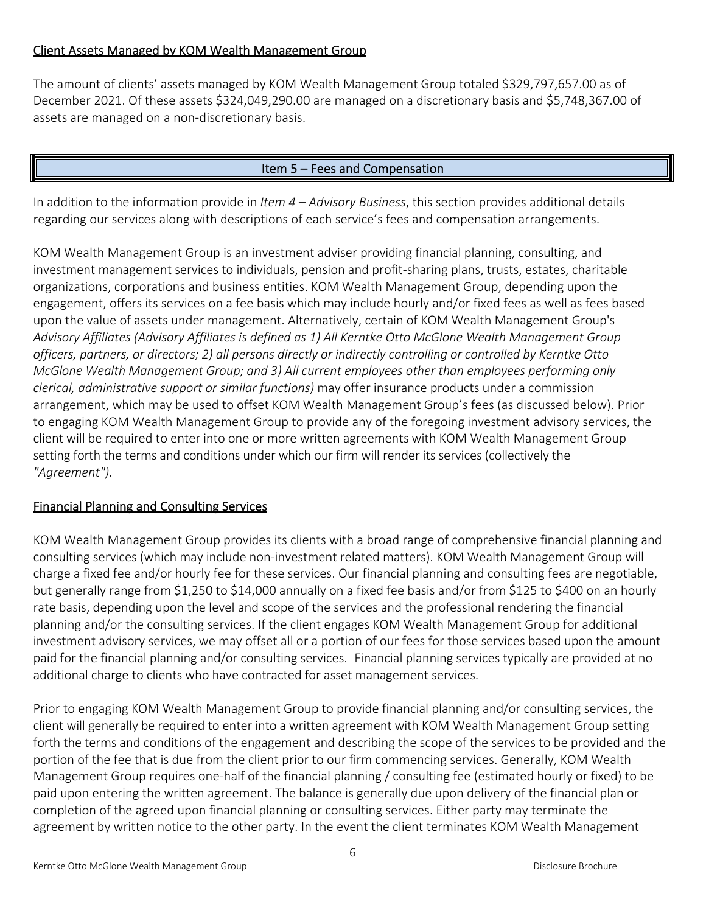### Client Assets Managed by KOM Wealth Management Group

The amount of clients' assets managed by KOM Wealth Management Group totaled $329,797,657.00 as of December 2021. Of these assets $324,049,290.00 are managed on a discretionary basis and $5,748,367.00 of assets are managed on a non-discretionary basis.

## Item 5 – Fees and Compensation

In addition to the information provide in *Item 4 – Advisory Business*, this section provides additional details regarding our services along with descriptions of each service's fees and compensation arrangements.

KOM Wealth Management Group is an investment adviser providing financial planning, consulting, and investment management services to individuals, pension and profit-sharing plans, trusts, estates, charitable organizations, corporations and business entities. KOM Wealth Management Group, depending upon the engagement, offers its services on a fee basis which may include hourly and/or fixed fees as well as fees based upon the value of assets under management. Alternatively, certain of KOM Wealth Management Group's *Advisory Affiliates (Advisory Affiliates is defined as 1) All Kerntke Otto McGlone Wealth Management Group officers, partners, or directors; 2) all persons directly or indirectly controlling or controlled by Kerntke Otto McGlone Wealth Management Group; and 3) All current employees other than employees performing only clerical, administrative support or similar functions)* may offer insurance products under a commission arrangement, which may be used to offset KOM Wealth Management Group's fees (as discussed below). Prior to engaging KOM Wealth Management Group to provide any of the foregoing investment advisory services, the client will be required to enter into one or more written agreements with KOM Wealth Management Group setting forth the terms and conditions under which our firm will render its services (collectively the *"Agreement").*

### Financial Planning and Consulting Services

KOM Wealth Management Group provides its clients with a broad range of comprehensive financial planning and consulting services (which may include non-investment related matters). KOM Wealth Management Group will charge a fixed fee and/or hourly fee for these services. Our financial planning and consulting fees are negotiable, but generally range from $1,250 to $14,000 annually on a fixed fee basis and/or from $125 to $400 on an hourly rate basis, depending upon the level and scope of the services and the professional rendering the financial planning and/or the consulting services. If the client engages KOM Wealth Management Group for additional investment advisory services, we may offset all or a portion of our fees for those services based upon the amount paid for the financial planning and/or consulting services. Financial planning services typically are provided at no additional charge to clients who have contracted for asset management services.

Prior to engaging KOM Wealth Management Group to provide financial planning and/or consulting services, the client will generally be required to enter into a written agreement with KOM Wealth Management Group setting forth the terms and conditions of the engagement and describing the scope of the services to be provided and the portion of the fee that is due from the client prior to our firm commencing services. Generally, KOM Wealth Management Group requires one-half of the financial planning / consulting fee (estimated hourly or fixed) to be paid upon entering the written agreement. The balance is generally due upon delivery of the financial plan or completion of the agreed upon financial planning or consulting services. Either party may terminate the agreement by written notice to the other party. In the event the client terminates KOM Wealth Management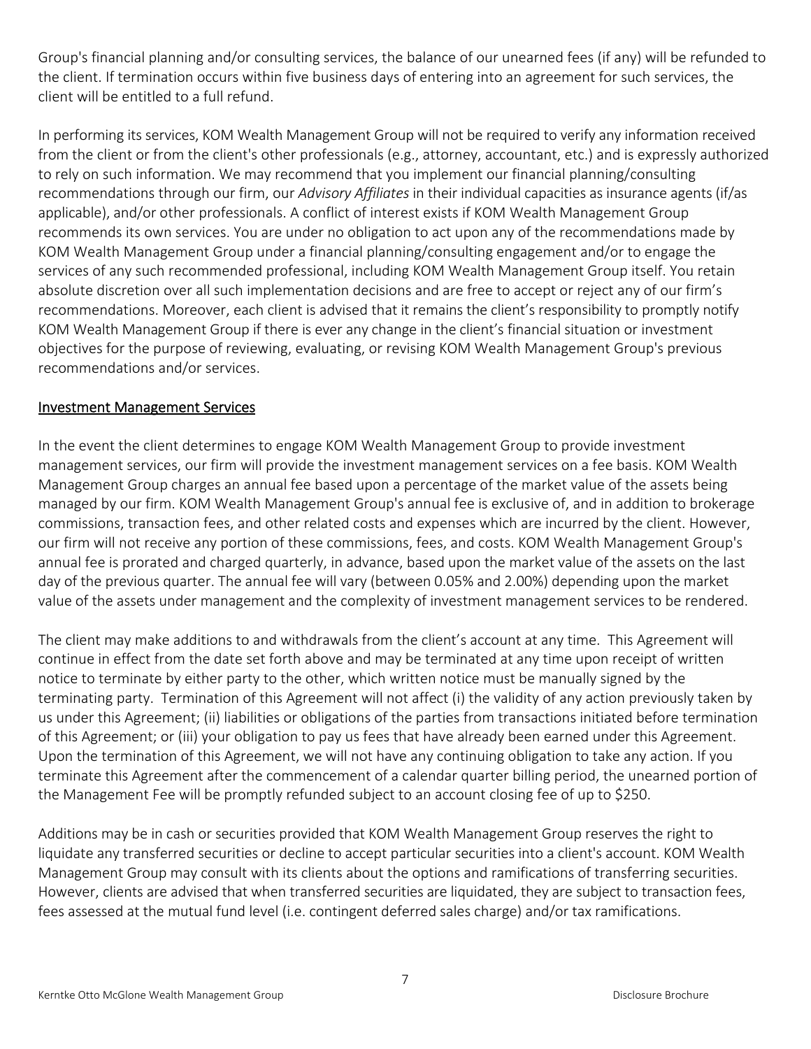Group's financial planning and/or consulting services, the balance of our unearned fees (if any) will be refunded to the client. If termination occurs within five business days of entering into an agreement for such services, the client will be entitled to a full refund.

In performing its services, KOM Wealth Management Group will not be required to verify any information received from the client or from the client's other professionals (e.g., attorney, accountant, etc.) and is expressly authorized to rely on such information. We may recommend that you implement our financial planning/consulting recommendations through our firm, our *Advisory Affiliates* in their individual capacities as insurance agents (if/as applicable), and/or other professionals. A conflict of interest exists if KOM Wealth Management Group recommends its own services. You are under no obligation to act upon any of the recommendations made by KOM Wealth Management Group under a financial planning/consulting engagement and/or to engage the services of any such recommended professional, including KOM Wealth Management Group itself. You retain absolute discretion over all such implementation decisions and are free to accept or reject any of our firm's recommendations. Moreover, each client is advised that it remains the client's responsibility to promptly notify KOM Wealth Management Group if there is ever any change in the client's financial situation or investment objectives for the purpose of reviewing, evaluating, or revising KOM Wealth Management Group's previous recommendations and/or services.

## Investment Management Services

In the event the client determines to engage KOM Wealth Management Group to provide investment management services, our firm will provide the investment management services on a fee basis. KOM Wealth Management Group charges an annual fee based upon a percentage of the market value of the assets being managed by our firm. KOM Wealth Management Group's annual fee is exclusive of, and in addition to brokerage commissions, transaction fees, and other related costs and expenses which are incurred by the client. However, our firm will not receive any portion of these commissions, fees, and costs. KOM Wealth Management Group's annual fee is prorated and charged quarterly, in advance, based upon the market value of the assets on the last day of the previous quarter. The annual fee will vary (between 0.05% and 2.00%) depending upon the market value of the assets under management and the complexity of investment management services to be rendered.

The client may make additions to and withdrawals from the client's account at any time. This Agreement will continue in effect from the date set forth above and may be terminated at any time upon receipt of written notice to terminate by either party to the other, which written notice must be manually signed by the terminating party. Termination of this Agreement will not affect (i) the validity of any action previously taken by us under this Agreement; (ii) liabilities or obligations of the parties from transactions initiated before termination of this Agreement; or (iii) your obligation to pay us fees that have already been earned under this Agreement. Upon the termination of this Agreement, we will not have any continuing obligation to take any action. If you terminate this Agreement after the commencement of a calendar quarter billing period, the unearned portion of the Management Fee will be promptly refunded subject to an account closing fee of up to $250.

Additions may be in cash or securities provided that KOM Wealth Management Group reserves the right to liquidate any transferred securities or decline to accept particular securities into a client's account. KOM Wealth Management Group may consult with its clients about the options and ramifications of transferring securities. However, clients are advised that when transferred securities are liquidated, they are subject to transaction fees, fees assessed at the mutual fund level (i.e. contingent deferred sales charge) and/or tax ramifications.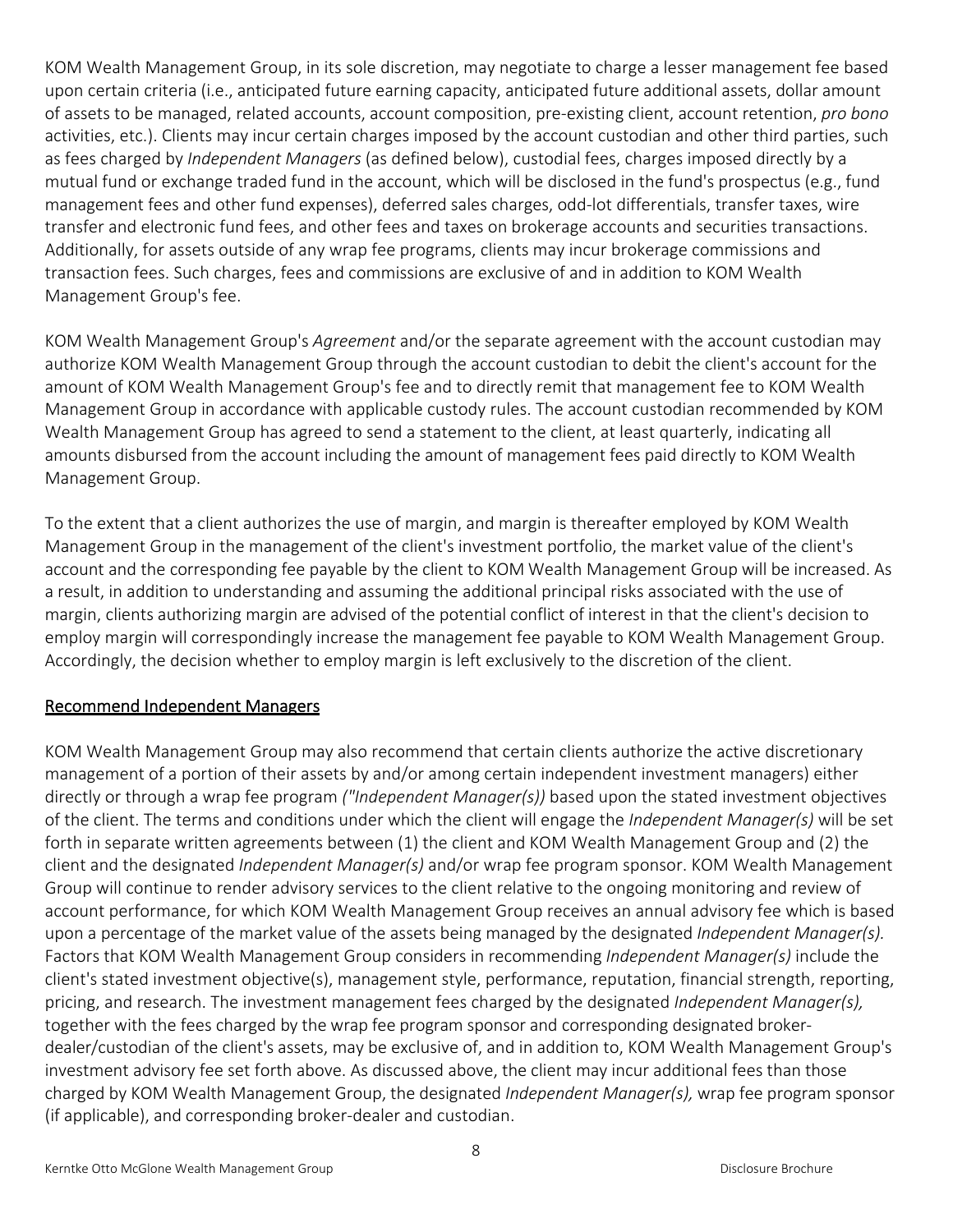KOM Wealth Management Group, in its sole discretion, may negotiate to charge a lesser management fee based upon certain criteria (i.e., anticipated future earning capacity, anticipated future additional assets, dollar amount of assets to be managed, related accounts, account composition, pre-existing client, account retention, *pro bono* activities, etc.). Clients may incur certain charges imposed by the account custodian and other third parties, such as fees charged by *Independent Managers* (as defined below), custodial fees, charges imposed directly by a mutual fund or exchange traded fund in the account, which will be disclosed in the fund's prospectus (e.g., fund management fees and other fund expenses), deferred sales charges, odd-lot differentials, transfer taxes, wire transfer and electronic fund fees, and other fees and taxes on brokerage accounts and securities transactions. Additionally, for assets outside of any wrap fee programs, clients may incur brokerage commissions and transaction fees. Such charges, fees and commissions are exclusive of and in addition to KOM Wealth Management Group's fee.

KOM Wealth Management Group's *Agreement* and/or the separate agreement with the account custodian may authorize KOM Wealth Management Group through the account custodian to debit the client's account for the amount of KOM Wealth Management Group's fee and to directly remit that management fee to KOM Wealth Management Group in accordance with applicable custody rules. The account custodian recommended by KOM Wealth Management Group has agreed to send a statement to the client, at least quarterly, indicating all amounts disbursed from the account including the amount of management fees paid directly to KOM Wealth Management Group.

To the extent that a client authorizes the use of margin, and margin is thereafter employed by KOM Wealth Management Group in the management of the client's investment portfolio, the market value of the client's account and the corresponding fee payable by the client to KOM Wealth Management Group will be increased. As a result, in addition to understanding and assuming the additional principal risks associated with the use of margin, clients authorizing margin are advised of the potential conflict of interest in that the client's decision to employ margin will correspondingly increase the management fee payable to KOM Wealth Management Group. Accordingly, the decision whether to employ margin is left exclusively to the discretion of the client.

## Recommend Independent Managers

KOM Wealth Management Group may also recommend that certain clients authorize the active discretionary management of a portion of their assets by and/or among certain independent investment managers) either directly or through a wrap fee program *("Independent Manager(s))* based upon the stated investment objectives of the client. The terms and conditions under which the client will engage the *Independent Manager(s)* will be set forth in separate written agreements between (1) the client and KOM Wealth Management Group and (2) the client and the designated *Independent Manager(s)* and/or wrap fee program sponsor. KOM Wealth Management Group will continue to render advisory services to the client relative to the ongoing monitoring and review of account performance, for which KOM Wealth Management Group receives an annual advisory fee which is based upon a percentage of the market value of the assets being managed by the designated *Independent Manager(s).* Factors that KOM Wealth Management Group considers in recommending *Independent Manager(s)* include the client's stated investment objective(s), management style, performance, reputation, financial strength, reporting, pricing, and research. The investment management fees charged by the designated *Independent Manager(s),* together with the fees charged by the wrap fee program sponsor and corresponding designated broker-dealer/custodian of the client's assets, may be exclusive of, and in addition to, KOM Wealth Management Group's investment advisory fee set forth above. As discussed above, the client may incur additional fees than those charged by KOM Wealth Management Group, the designated *Independent Manager(s),* wrap fee program sponsor (if applicable), and corresponding broker-dealer and custodian.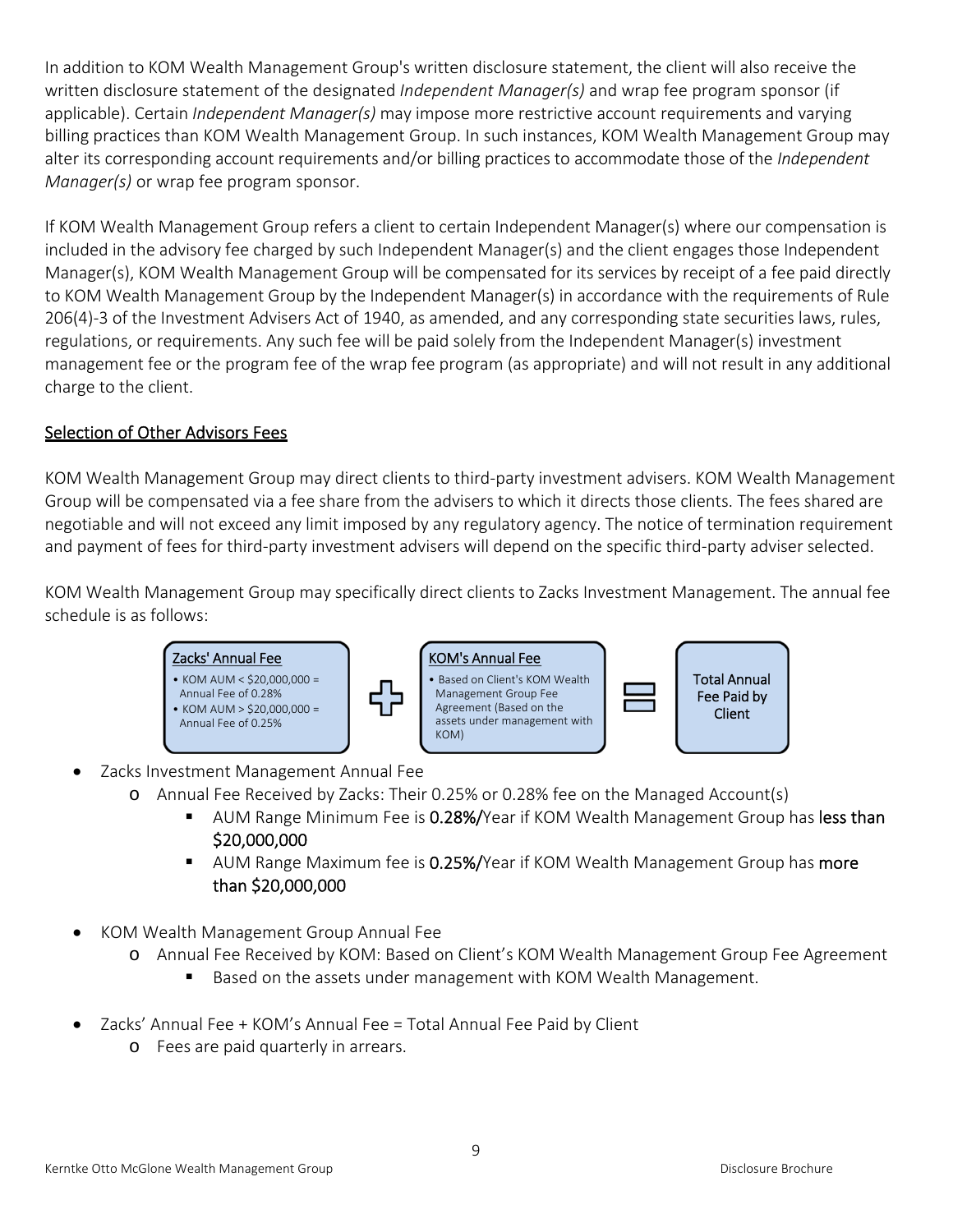In addition to KOM Wealth Management Group's written disclosure statement, the client will also receive the written disclosure statement of the designated *Independent Manager(s)* and wrap fee program sponsor (if applicable). Certain *Independent Manager(s)* may impose more restrictive account requirements and varying billing practices than KOM Wealth Management Group. In such instances, KOM Wealth Management Group may alter its corresponding account requirements and/or billing practices to accommodate those of the *Independent Manager(s)* or wrap fee program sponsor.

If KOM Wealth Management Group refers a client to certain Independent Manager(s) where our compensation is included in the advisory fee charged by such Independent Manager(s) and the client engages those Independent Manager(s), KOM Wealth Management Group will be compensated for its services by receipt of a fee paid directly to KOM Wealth Management Group by the Independent Manager(s) in accordance with the requirements of Rule 206(4)-3 of the Investment Advisers Act of 1940, as amended, and any corresponding state securities laws, rules, regulations, or requirements. Any such fee will be paid solely from the Independent Manager(s) investment management fee or the program fee of the wrap fee program (as appropriate) and will not result in any additional charge to the client.

## Selection of Other Advisors Fees

KOM Wealth Management Group may direct clients to third-party investment advisers. KOM Wealth Management Group will be compensated via a fee share from the advisers to which it directs those clients. The fees shared are negotiable and will not exceed any limit imposed by any regulatory agency. The notice of termination requirement and payment of fees for third-party investment advisers will depend on the specific third-party adviser selected.

KOM Wealth Management Group may specifically direct clients to Zacks Investment Management. The annual fee schedule is as follows:

| Zacks' Annual Fee | + | KOM's Annual Fee | = | Total Annual Fee Paid by Client |
|---|---|---|---|---|
| • KOM AUM < $20,000,000 = Annual Fee of 0.28%<br>• KOM AUM > $20,000,000 = Annual Fee of 0.25% | | • Based on Client's KOM Wealth Management Group Fee Agreement (Based on the assets under management with KOM) | | |

- Zacks Investment Management Annual Fee
  - Annual Fee Received by Zacks: Their 0.25% or 0.28% fee on the Managed Account(s)
    - AUM Range Minimum Fee is **0.28%**/Year if KOM Wealth Management Group has **less than $20,000,000**
    - AUM Range Maximum fee is **0.25%**/Year if KOM Wealth Management Group has **more than $20,000,000**

- KOM Wealth Management Group Annual Fee
  - Annual Fee Received by KOM: Based on Client's KOM Wealth Management Group Fee Agreement
    - Based on the assets under management with KOM Wealth Management.

- Zacks' Annual Fee + KOM's Annual Fee = Total Annual Fee Paid by Client
  - Fees are paid quarterly in arrears.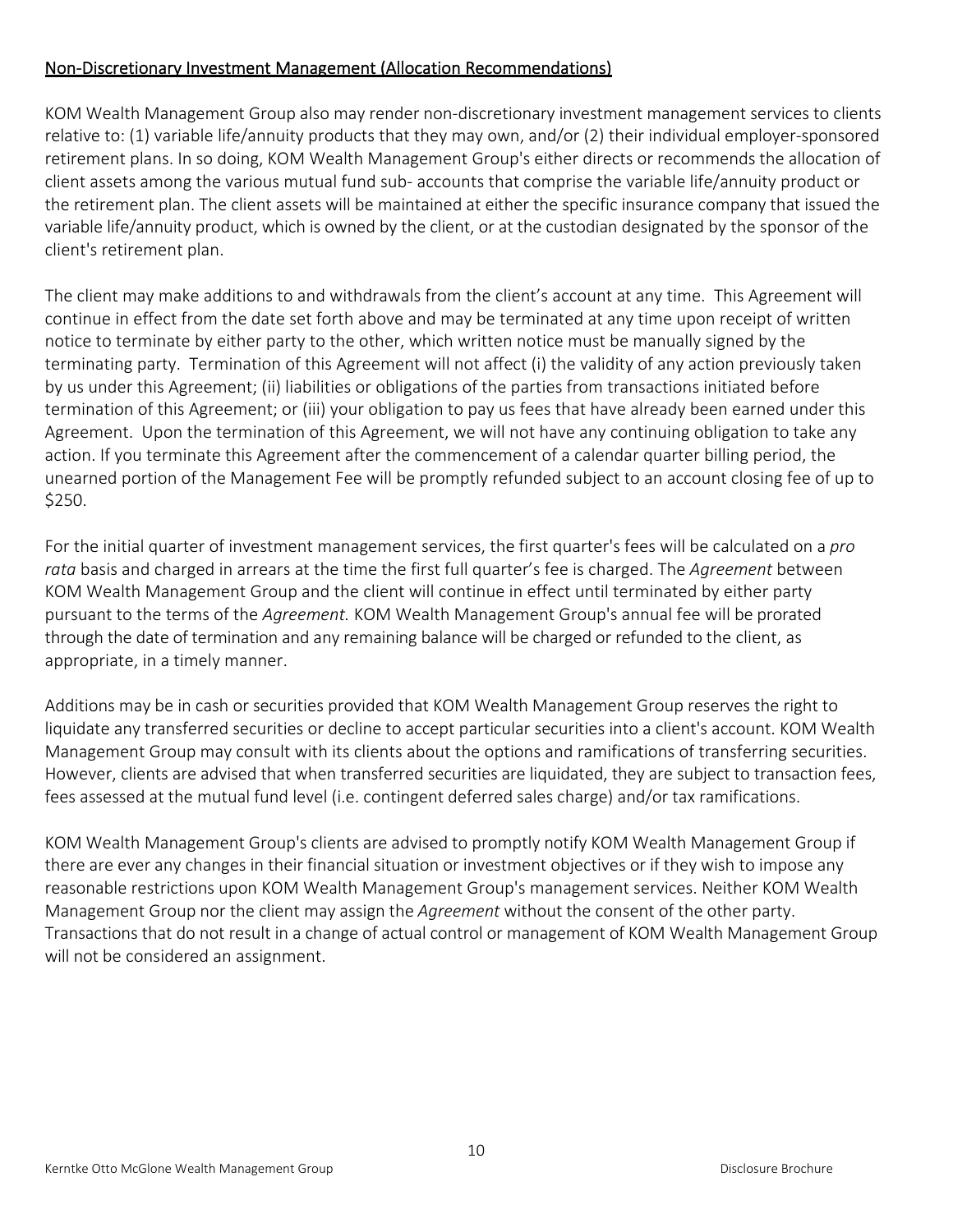## Non-Discretionary Investment Management (Allocation Recommendations)

KOM Wealth Management Group also may render non-discretionary investment management services to clients relative to: (1) variable life/annuity products that they may own, and/or (2) their individual employer-sponsored retirement plans. In so doing, KOM Wealth Management Group's either directs or recommends the allocation of client assets among the various mutual fund sub- accounts that comprise the variable life/annuity product or the retirement plan. The client assets will be maintained at either the specific insurance company that issued the variable life/annuity product, which is owned by the client, or at the custodian designated by the sponsor of the client's retirement plan.

The client may make additions to and withdrawals from the client's account at any time. This Agreement will continue in effect from the date set forth above and may be terminated at any time upon receipt of written notice to terminate by either party to the other, which written notice must be manually signed by the terminating party. Termination of this Agreement will not affect (i) the validity of any action previously taken by us under this Agreement; (ii) liabilities or obligations of the parties from transactions initiated before termination of this Agreement; or (iii) your obligation to pay us fees that have already been earned under this Agreement. Upon the termination of this Agreement, we will not have any continuing obligation to take any action. If you terminate this Agreement after the commencement of a calendar quarter billing period, the unearned portion of the Management Fee will be promptly refunded subject to an account closing fee of up to $250.

For the initial quarter of investment management services, the first quarter's fees will be calculated on a *pro rata* basis and charged in arrears at the time the first full quarter's fee is charged. The *Agreement* between KOM Wealth Management Group and the client will continue in effect until terminated by either party pursuant to the terms of the *Agreement.* KOM Wealth Management Group's annual fee will be prorated through the date of termination and any remaining balance will be charged or refunded to the client, as appropriate, in a timely manner.

Additions may be in cash or securities provided that KOM Wealth Management Group reserves the right to liquidate any transferred securities or decline to accept particular securities into a client's account. KOM Wealth Management Group may consult with its clients about the options and ramifications of transferring securities. However, clients are advised that when transferred securities are liquidated, they are subject to transaction fees, fees assessed at the mutual fund level (i.e. contingent deferred sales charge) and/or tax ramifications.

KOM Wealth Management Group's clients are advised to promptly notify KOM Wealth Management Group if there are ever any changes in their financial situation or investment objectives or if they wish to impose any reasonable restrictions upon KOM Wealth Management Group's management services. Neither KOM Wealth Management Group nor the client may assign the *Agreement* without the consent of the other party. Transactions that do not result in a change of actual control or management of KOM Wealth Management Group will not be considered an assignment.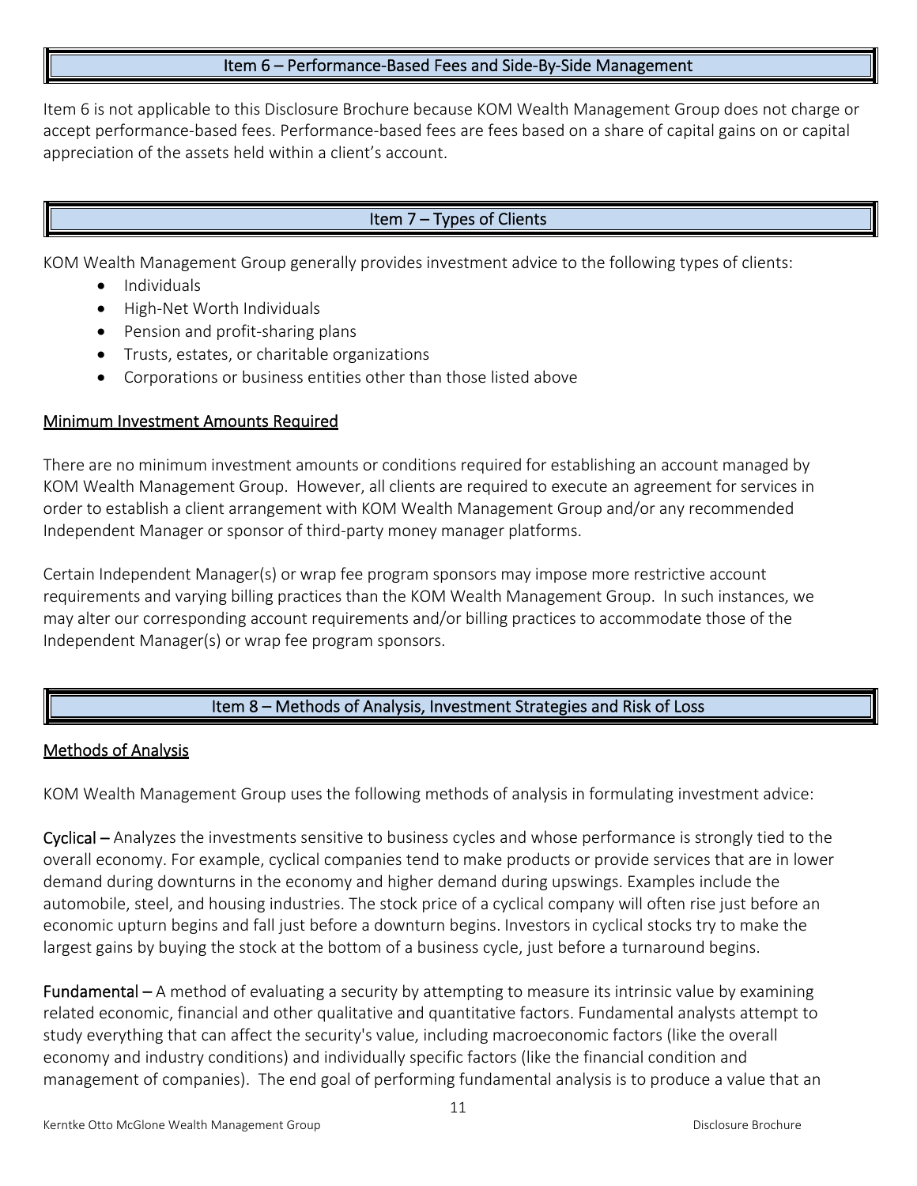## Item 6 – Performance-Based Fees and Side-By-Side Management

Item 6 is not applicable to this Disclosure Brochure because KOM Wealth Management Group does not charge or accept performance-based fees. Performance-based fees are fees based on a share of capital gains on or capital appreciation of the assets held within a client's account.

## Item 7 – Types of Clients

KOM Wealth Management Group generally provides investment advice to the following types of clients:

- Individuals
- High-Net Worth Individuals
- Pension and profit-sharing plans
- Trusts, estates, or charitable organizations
- Corporations or business entities other than those listed above

### Minimum Investment Amounts Required

There are no minimum investment amounts or conditions required for establishing an account managed by KOM Wealth Management Group. However, all clients are required to execute an agreement for services in order to establish a client arrangement with KOM Wealth Management Group and/or any recommended Independent Manager or sponsor of third-party money manager platforms.

Certain Independent Manager(s) or wrap fee program sponsors may impose more restrictive account requirements and varying billing practices than the KOM Wealth Management Group. In such instances, we may alter our corresponding account requirements and/or billing practices to accommodate those of the Independent Manager(s) or wrap fee program sponsors.

## Item 8 – Methods of Analysis, Investment Strategies and Risk of Loss

### Methods of Analysis

KOM Wealth Management Group uses the following methods of analysis in formulating investment advice:

**Cyclical –** Analyzes the investments sensitive to business cycles and whose performance is strongly tied to the overall economy. For example, cyclical companies tend to make products or provide services that are in lower demand during downturns in the economy and higher demand during upswings. Examples include the automobile, steel, and housing industries. The stock price of a cyclical company will often rise just before an economic upturn begins and fall just before a downturn begins. Investors in cyclical stocks try to make the largest gains by buying the stock at the bottom of a business cycle, just before a turnaround begins.

**Fundamental –** A method of evaluating a security by attempting to measure its intrinsic value by examining related economic, financial and other qualitative and quantitative factors. Fundamental analysts attempt to study everything that can affect the security's value, including macroeconomic factors (like the overall economy and industry conditions) and individually specific factors (like the financial condition and management of companies). The end goal of performing fundamental analysis is to produce a value that an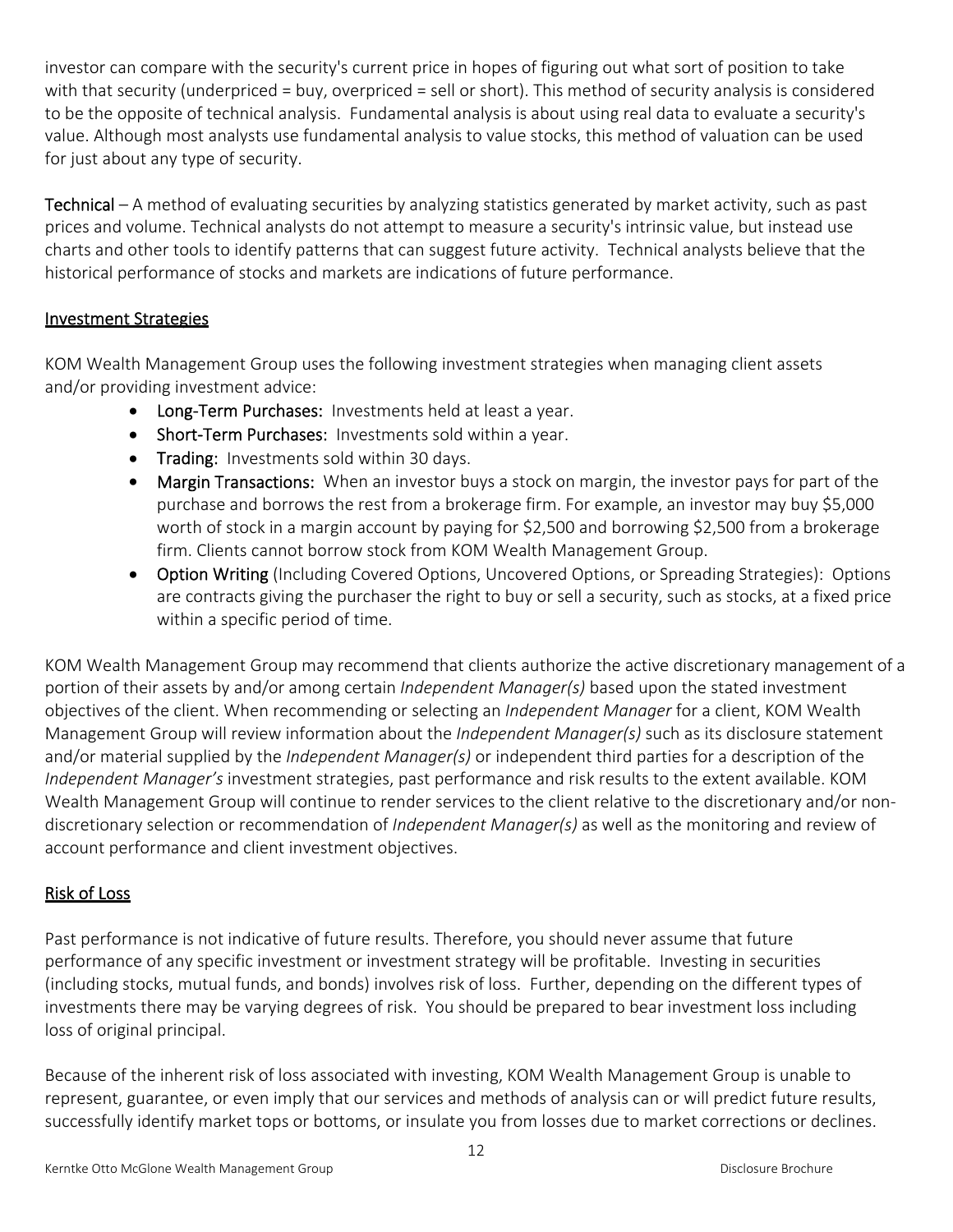investor can compare with the security's current price in hopes of figuring out what sort of position to take with that security (underpriced = buy, overpriced = sell or short). This method of security analysis is considered to be the opposite of technical analysis. Fundamental analysis is about using real data to evaluate a security's value. Although most analysts use fundamental analysis to value stocks, this method of valuation can be used for just about any type of security.

**Technical** – A method of evaluating securities by analyzing statistics generated by market activity, such as past prices and volume. Technical analysts do not attempt to measure a security's intrinsic value, but instead use charts and other tools to identify patterns that can suggest future activity. Technical analysts believe that the historical performance of stocks and markets are indications of future performance.

## Investment Strategies

KOM Wealth Management Group uses the following investment strategies when managing client assets and/or providing investment advice:

- **Long-Term Purchases:** Investments held at least a year.
- **Short-Term Purchases:** Investments sold within a year.
- **Trading:** Investments sold within 30 days.
- **Margin Transactions:** When an investor buys a stock on margin, the investor pays for part of the purchase and borrows the rest from a brokerage firm. For example, an investor may buy $5,000 worth of stock in a margin account by paying for $2,500 and borrowing $2,500 from a brokerage firm. Clients cannot borrow stock from KOM Wealth Management Group.
- **Option Writing** (Including Covered Options, Uncovered Options, or Spreading Strategies): Options are contracts giving the purchaser the right to buy or sell a security, such as stocks, at a fixed price within a specific period of time.

KOM Wealth Management Group may recommend that clients authorize the active discretionary management of a portion of their assets by and/or among certain *Independent Manager(s)* based upon the stated investment objectives of the client. When recommending or selecting an *Independent Manager* for a client, KOM Wealth Management Group will review information about the *Independent Manager(s)* such as its disclosure statement and/or material supplied by the *Independent Manager(s)* or independent third parties for a description of the *Independent Manager's* investment strategies, past performance and risk results to the extent available. KOM Wealth Management Group will continue to render services to the client relative to the discretionary and/or non-discretionary selection or recommendation of *Independent Manager(s)* as well as the monitoring and review of account performance and client investment objectives.

## Risk of Loss

Past performance is not indicative of future results. Therefore, you should never assume that future performance of any specific investment or investment strategy will be profitable. Investing in securities (including stocks, mutual funds, and bonds) involves risk of loss. Further, depending on the different types of investments there may be varying degrees of risk. You should be prepared to bear investment loss including loss of original principal.

Because of the inherent risk of loss associated with investing, KOM Wealth Management Group is unable to represent, guarantee, or even imply that our services and methods of analysis can or will predict future results, successfully identify market tops or bottoms, or insulate you from losses due to market corrections or declines.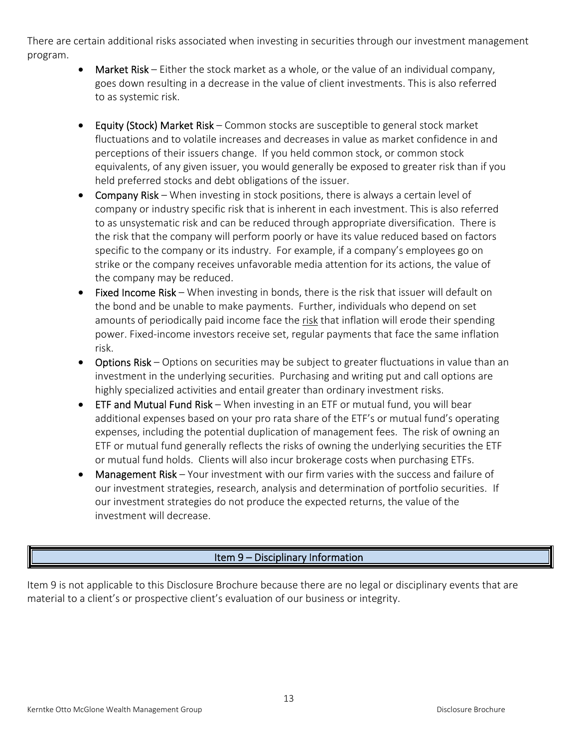There are certain additional risks associated when investing in securities through our investment management program.

- **Market Risk** – Either the stock market as a whole, or the value of an individual company, goes down resulting in a decrease in the value of client investments. This is also referred to as systemic risk.
- **Equity (Stock) Market Risk** – Common stocks are susceptible to general stock market fluctuations and to volatile increases and decreases in value as market confidence in and perceptions of their issuers change. If you held common stock, or common stock equivalents, of any given issuer, you would generally be exposed to greater risk than if you held preferred stocks and debt obligations of the issuer.
- **Company Risk** – When investing in stock positions, there is always a certain level of company or industry specific risk that is inherent in each investment. This is also referred to as unsystematic risk and can be reduced through appropriate diversification. There is the risk that the company will perform poorly or have its value reduced based on factors specific to the company or its industry. For example, if a company's employees go on strike or the company receives unfavorable media attention for its actions, the value of the company may be reduced.
- **Fixed Income Risk** – When investing in bonds, there is the risk that issuer will default on the bond and be unable to make payments. Further, individuals who depend on set amounts of periodically paid income face the risk that inflation will erode their spending power. Fixed-income investors receive set, regular payments that face the same inflation risk.
- **Options Risk** – Options on securities may be subject to greater fluctuations in value than an investment in the underlying securities. Purchasing and writing put and call options are highly specialized activities and entail greater than ordinary investment risks.
- **ETF and Mutual Fund Risk** – When investing in an ETF or mutual fund, you will bear additional expenses based on your pro rata share of the ETF's or mutual fund's operating expenses, including the potential duplication of management fees. The risk of owning an ETF or mutual fund generally reflects the risks of owning the underlying securities the ETF or mutual fund holds. Clients will also incur brokerage costs when purchasing ETFs.
- **Management Risk** – Your investment with our firm varies with the success and failure of our investment strategies, research, analysis and determination of portfolio securities. If our investment strategies do not produce the expected returns, the value of the investment will decrease.

## Item 9 – Disciplinary Information

Item 9 is not applicable to this Disclosure Brochure because there are no legal or disciplinary events that are material to a client's or prospective client's evaluation of our business or integrity.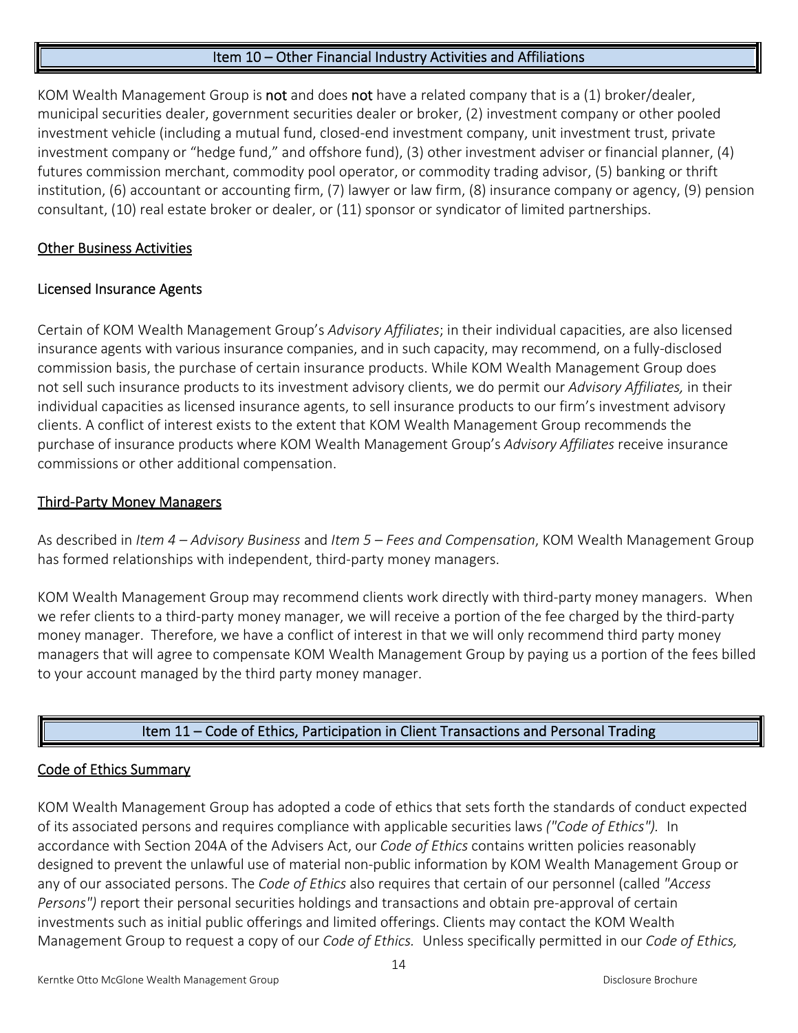## Item 10 – Other Financial Industry Activities and Affiliations

KOM Wealth Management Group is **not** and does **not** have a related company that is a (1) broker/dealer, municipal securities dealer, government securities dealer or broker, (2) investment company or other pooled investment vehicle (including a mutual fund, closed-end investment company, unit investment trust, private investment company or "hedge fund," and offshore fund), (3) other investment adviser or financial planner, (4) futures commission merchant, commodity pool operator, or commodity trading advisor, (5) banking or thrift institution, (6) accountant or accounting firm, (7) lawyer or law firm, (8) insurance company or agency, (9) pension consultant, (10) real estate broker or dealer, or (11) sponsor or syndicator of limited partnerships.

### Other Business Activities

### Licensed Insurance Agents

Certain of KOM Wealth Management Group's *Advisory Affiliates*; in their individual capacities, are also licensed insurance agents with various insurance companies, and in such capacity, may recommend, on a fully-disclosed commission basis, the purchase of certain insurance products. While KOM Wealth Management Group does not sell such insurance products to its investment advisory clients, we do permit our *Advisory Affiliates,* in their individual capacities as licensed insurance agents, to sell insurance products to our firm's investment advisory clients. A conflict of interest exists to the extent that KOM Wealth Management Group recommends the purchase of insurance products where KOM Wealth Management Group's *Advisory Affiliates* receive insurance commissions or other additional compensation.

### Third-Party Money Managers

As described in *Item 4 – Advisory Business* and *Item 5 – Fees and Compensation*, KOM Wealth Management Group has formed relationships with independent, third-party money managers.

KOM Wealth Management Group may recommend clients work directly with third-party money managers. When we refer clients to a third-party money manager, we will receive a portion of the fee charged by the third-party money manager. Therefore, we have a conflict of interest in that we will only recommend third party money managers that will agree to compensate KOM Wealth Management Group by paying us a portion of the fees billed to your account managed by the third party money manager.

## Item 11 – Code of Ethics, Participation in Client Transactions and Personal Trading

### Code of Ethics Summary

KOM Wealth Management Group has adopted a code of ethics that sets forth the standards of conduct expected of its associated persons and requires compliance with applicable securities laws *("Code of Ethics").* In accordance with Section 204A of the Advisers Act, our *Code of Ethics* contains written policies reasonably designed to prevent the unlawful use of material non-public information by KOM Wealth Management Group or any of our associated persons. The *Code of Ethics* also requires that certain of our personnel (called *"Access Persons")* report their personal securities holdings and transactions and obtain pre-approval of certain investments such as initial public offerings and limited offerings. Clients may contact the KOM Wealth Management Group to request a copy of our *Code of Ethics.* Unless specifically permitted in our *Code of Ethics,*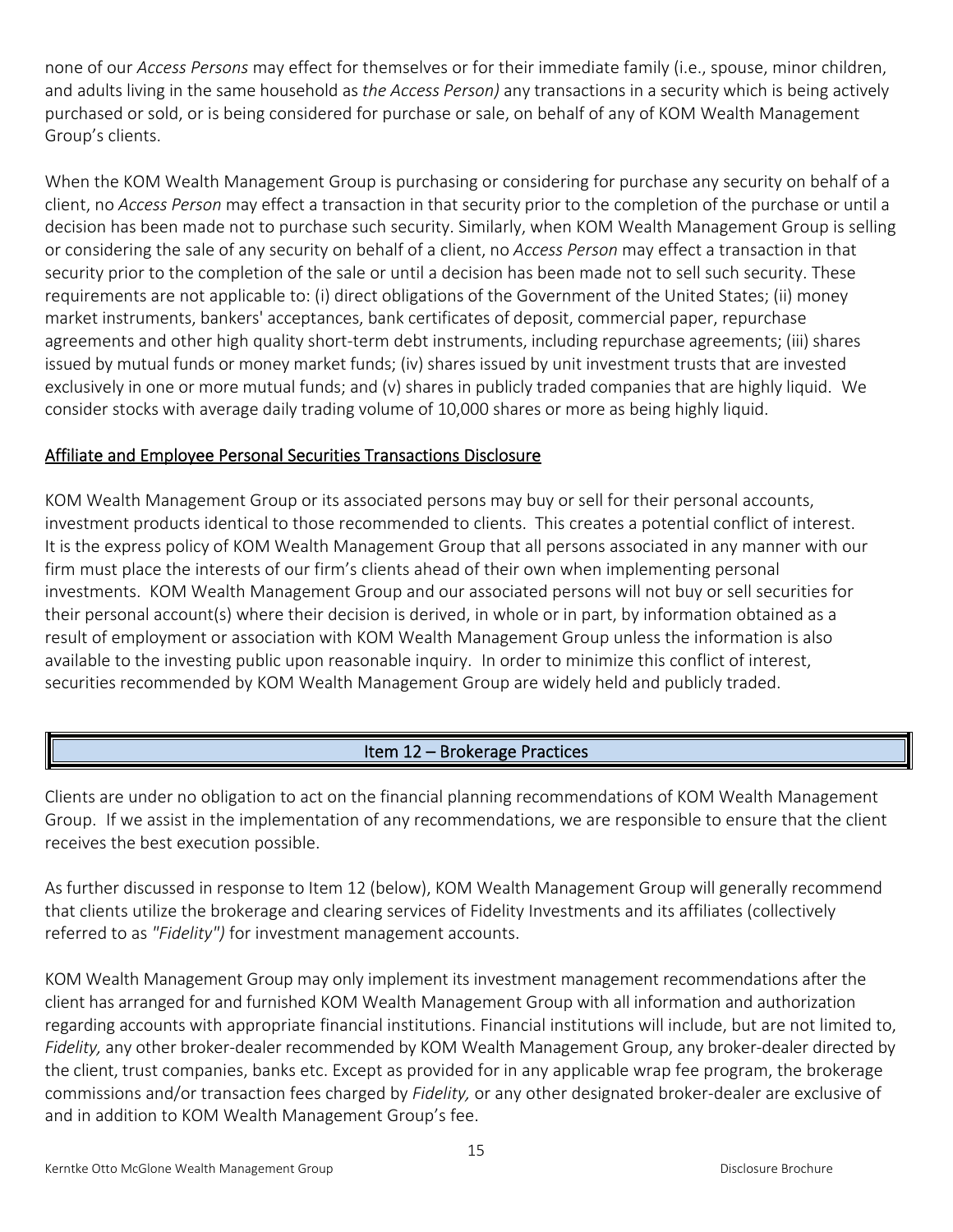none of our *Access Persons* may effect for themselves or for their immediate family (i.e., spouse, minor children, and adults living in the same household as *the Access Person)* any transactions in a security which is being actively purchased or sold, or is being considered for purchase or sale, on behalf of any of KOM Wealth Management Group's clients.

When the KOM Wealth Management Group is purchasing or considering for purchase any security on behalf of a client, no *Access Person* may effect a transaction in that security prior to the completion of the purchase or until a decision has been made not to purchase such security. Similarly, when KOM Wealth Management Group is selling or considering the sale of any security on behalf of a client, no *Access Person* may effect a transaction in that security prior to the completion of the sale or until a decision has been made not to sell such security. These requirements are not applicable to: (i) direct obligations of the Government of the United States; (ii) money market instruments, bankers' acceptances, bank certificates of deposit, commercial paper, repurchase agreements and other high quality short-term debt instruments, including repurchase agreements; (iii) shares issued by mutual funds or money market funds; (iv) shares issued by unit investment trusts that are invested exclusively in one or more mutual funds; and (v) shares in publicly traded companies that are highly liquid. We consider stocks with average daily trading volume of 10,000 shares or more as being highly liquid.

### Affiliate and Employee Personal Securities Transactions Disclosure

KOM Wealth Management Group or its associated persons may buy or sell for their personal accounts, investment products identical to those recommended to clients. This creates a potential conflict of interest. It is the express policy of KOM Wealth Management Group that all persons associated in any manner with our firm must place the interests of our firm's clients ahead of their own when implementing personal investments. KOM Wealth Management Group and our associated persons will not buy or sell securities for their personal account(s) where their decision is derived, in whole or in part, by information obtained as a result of employment or association with KOM Wealth Management Group unless the information is also available to the investing public upon reasonable inquiry. In order to minimize this conflict of interest, securities recommended by KOM Wealth Management Group are widely held and publicly traded.

## Item 12 – Brokerage Practices

Clients are under no obligation to act on the financial planning recommendations of KOM Wealth Management Group. If we assist in the implementation of any recommendations, we are responsible to ensure that the client receives the best execution possible.

As further discussed in response to Item 12 (below), KOM Wealth Management Group will generally recommend that clients utilize the brokerage and clearing services of Fidelity Investments and its affiliates (collectively referred to as *"Fidelity")* for investment management accounts.

KOM Wealth Management Group may only implement its investment management recommendations after the client has arranged for and furnished KOM Wealth Management Group with all information and authorization regarding accounts with appropriate financial institutions. Financial institutions will include, but are not limited to, *Fidelity,* any other broker-dealer recommended by KOM Wealth Management Group, any broker-dealer directed by the client, trust companies, banks etc. Except as provided for in any applicable wrap fee program, the brokerage commissions and/or transaction fees charged by *Fidelity,* or any other designated broker-dealer are exclusive of and in addition to KOM Wealth Management Group's fee.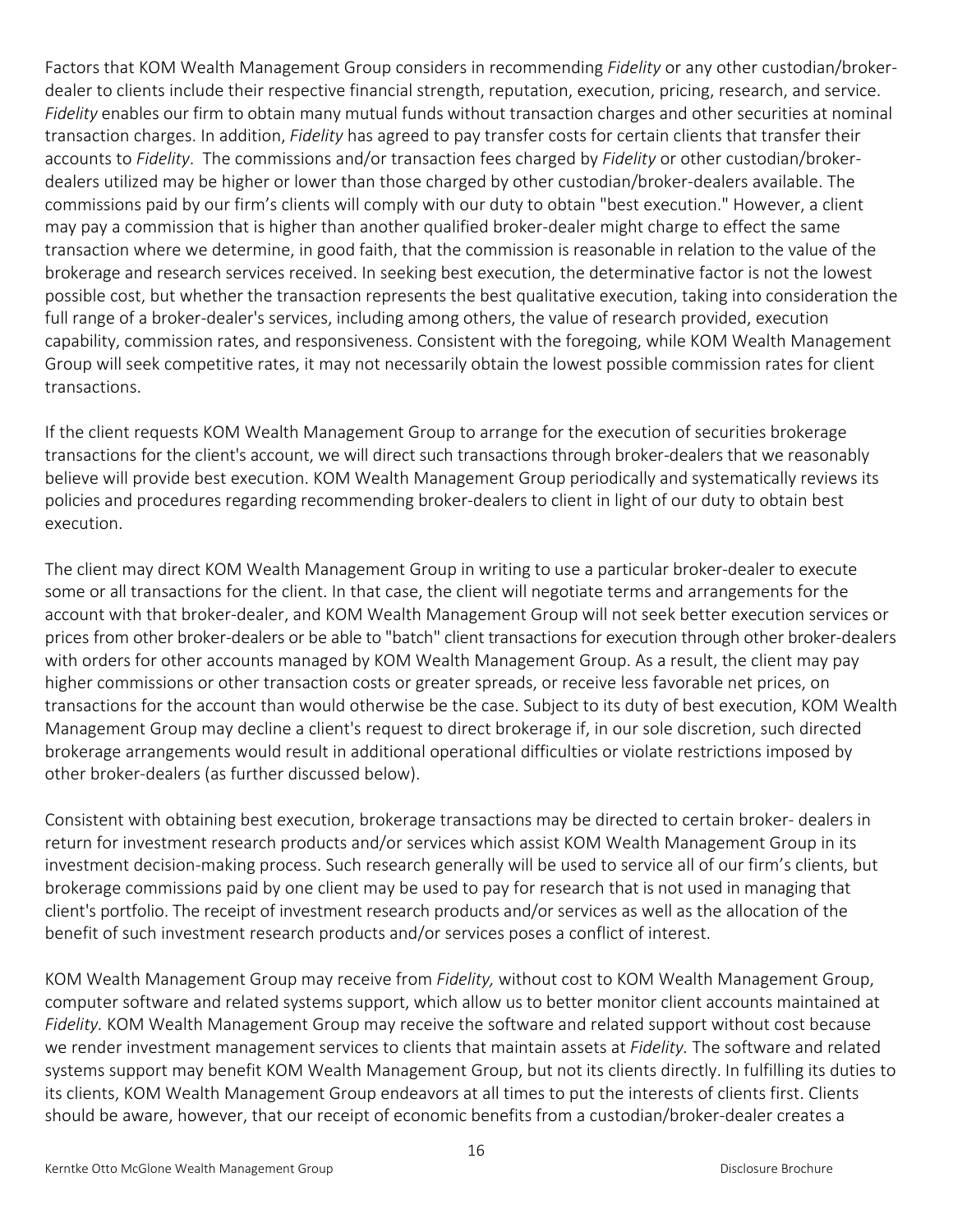Factors that KOM Wealth Management Group considers in recommending *Fidelity* or any other custodian/broker-dealer to clients include their respective financial strength, reputation, execution, pricing, research, and service. *Fidelity* enables our firm to obtain many mutual funds without transaction charges and other securities at nominal transaction charges. In addition, *Fidelity* has agreed to pay transfer costs for certain clients that transfer their accounts to *Fidelity*. The commissions and/or transaction fees charged by *Fidelity* or other custodian/broker-dealers utilized may be higher or lower than those charged by other custodian/broker-dealers available. The commissions paid by our firm's clients will comply with our duty to obtain "best execution." However, a client may pay a commission that is higher than another qualified broker-dealer might charge to effect the same transaction where we determine, in good faith, that the commission is reasonable in relation to the value of the brokerage and research services received. In seeking best execution, the determinative factor is not the lowest possible cost, but whether the transaction represents the best qualitative execution, taking into consideration the full range of a broker-dealer's services, including among others, the value of research provided, execution capability, commission rates, and responsiveness. Consistent with the foregoing, while KOM Wealth Management Group will seek competitive rates, it may not necessarily obtain the lowest possible commission rates for client transactions.

If the client requests KOM Wealth Management Group to arrange for the execution of securities brokerage transactions for the client's account, we will direct such transactions through broker-dealers that we reasonably believe will provide best execution. KOM Wealth Management Group periodically and systematically reviews its policies and procedures regarding recommending broker-dealers to client in light of our duty to obtain best execution.

The client may direct KOM Wealth Management Group in writing to use a particular broker-dealer to execute some or all transactions for the client. In that case, the client will negotiate terms and arrangements for the account with that broker-dealer, and KOM Wealth Management Group will not seek better execution services or prices from other broker-dealers or be able to "batch" client transactions for execution through other broker-dealers with orders for other accounts managed by KOM Wealth Management Group. As a result, the client may pay higher commissions or other transaction costs or greater spreads, or receive less favorable net prices, on transactions for the account than would otherwise be the case. Subject to its duty of best execution, KOM Wealth Management Group may decline a client's request to direct brokerage if, in our sole discretion, such directed brokerage arrangements would result in additional operational difficulties or violate restrictions imposed by other broker-dealers (as further discussed below).

Consistent with obtaining best execution, brokerage transactions may be directed to certain broker- dealers in return for investment research products and/or services which assist KOM Wealth Management Group in its investment decision-making process. Such research generally will be used to service all of our firm's clients, but brokerage commissions paid by one client may be used to pay for research that is not used in managing that client's portfolio. The receipt of investment research products and/or services as well as the allocation of the benefit of such investment research products and/or services poses a conflict of interest.

KOM Wealth Management Group may receive from *Fidelity,* without cost to KOM Wealth Management Group, computer software and related systems support, which allow us to better monitor client accounts maintained at *Fidelity*. KOM Wealth Management Group may receive the software and related support without cost because we render investment management services to clients that maintain assets at *Fidelity*. The software and related systems support may benefit KOM Wealth Management Group, but not its clients directly. In fulfilling its duties to its clients, KOM Wealth Management Group endeavors at all times to put the interests of clients first. Clients should be aware, however, that our receipt of economic benefits from a custodian/broker-dealer creates a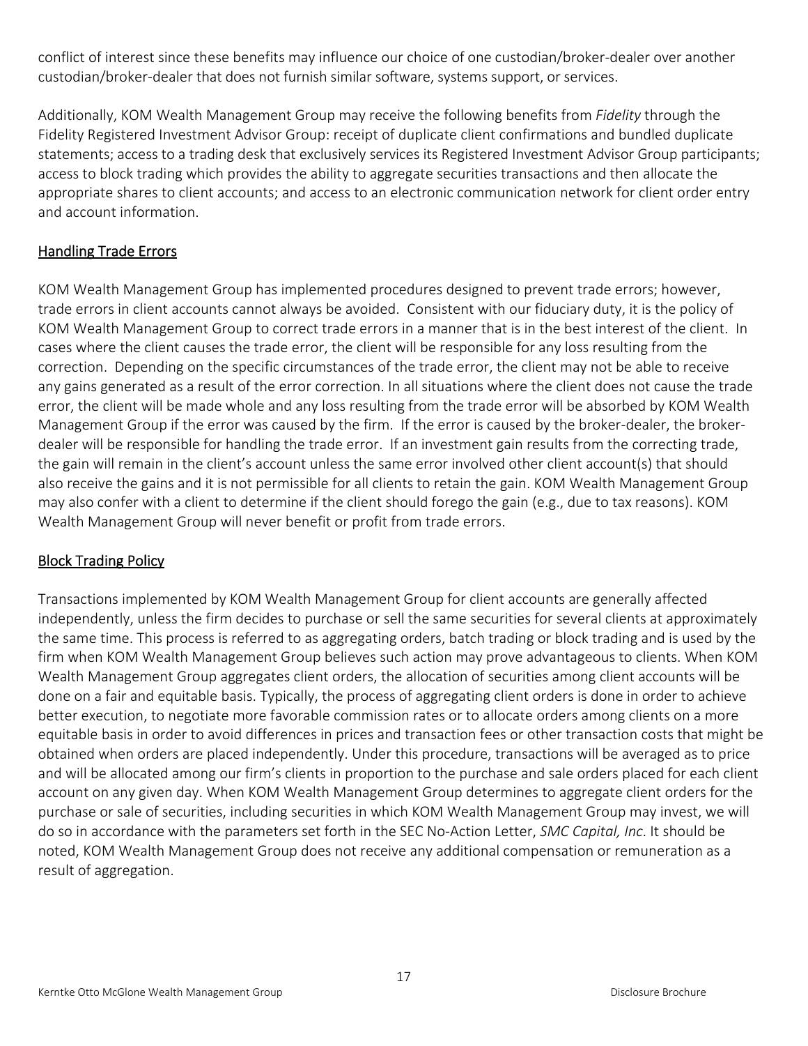conflict of interest since these benefits may influence our choice of one custodian/broker-dealer over another custodian/broker-dealer that does not furnish similar software, systems support, or services.

Additionally, KOM Wealth Management Group may receive the following benefits from *Fidelity* through the Fidelity Registered Investment Advisor Group: receipt of duplicate client confirmations and bundled duplicate statements; access to a trading desk that exclusively services its Registered Investment Advisor Group participants; access to block trading which provides the ability to aggregate securities transactions and then allocate the appropriate shares to client accounts; and access to an electronic communication network for client order entry and account information.

## Handling Trade Errors

KOM Wealth Management Group has implemented procedures designed to prevent trade errors; however, trade errors in client accounts cannot always be avoided. Consistent with our fiduciary duty, it is the policy of KOM Wealth Management Group to correct trade errors in a manner that is in the best interest of the client. In cases where the client causes the trade error, the client will be responsible for any loss resulting from the correction. Depending on the specific circumstances of the trade error, the client may not be able to receive any gains generated as a result of the error correction. In all situations where the client does not cause the trade error, the client will be made whole and any loss resulting from the trade error will be absorbed by KOM Wealth Management Group if the error was caused by the firm. If the error is caused by the broker-dealer, the broker-dealer will be responsible for handling the trade error. If an investment gain results from the correcting trade, the gain will remain in the client's account unless the same error involved other client account(s) that should also receive the gains and it is not permissible for all clients to retain the gain. KOM Wealth Management Group may also confer with a client to determine if the client should forego the gain (e.g., due to tax reasons). KOM Wealth Management Group will never benefit or profit from trade errors.

## Block Trading Policy

Transactions implemented by KOM Wealth Management Group for client accounts are generally affected independently, unless the firm decides to purchase or sell the same securities for several clients at approximately the same time. This process is referred to as aggregating orders, batch trading or block trading and is used by the firm when KOM Wealth Management Group believes such action may prove advantageous to clients. When KOM Wealth Management Group aggregates client orders, the allocation of securities among client accounts will be done on a fair and equitable basis. Typically, the process of aggregating client orders is done in order to achieve better execution, to negotiate more favorable commission rates or to allocate orders among clients on a more equitable basis in order to avoid differences in prices and transaction fees or other transaction costs that might be obtained when orders are placed independently. Under this procedure, transactions will be averaged as to price and will be allocated among our firm's clients in proportion to the purchase and sale orders placed for each client account on any given day. When KOM Wealth Management Group determines to aggregate client orders for the purchase or sale of securities, including securities in which KOM Wealth Management Group may invest, we will do so in accordance with the parameters set forth in the SEC No-Action Letter, *SMC Capital, Inc*. It should be noted, KOM Wealth Management Group does not receive any additional compensation or remuneration as a result of aggregation.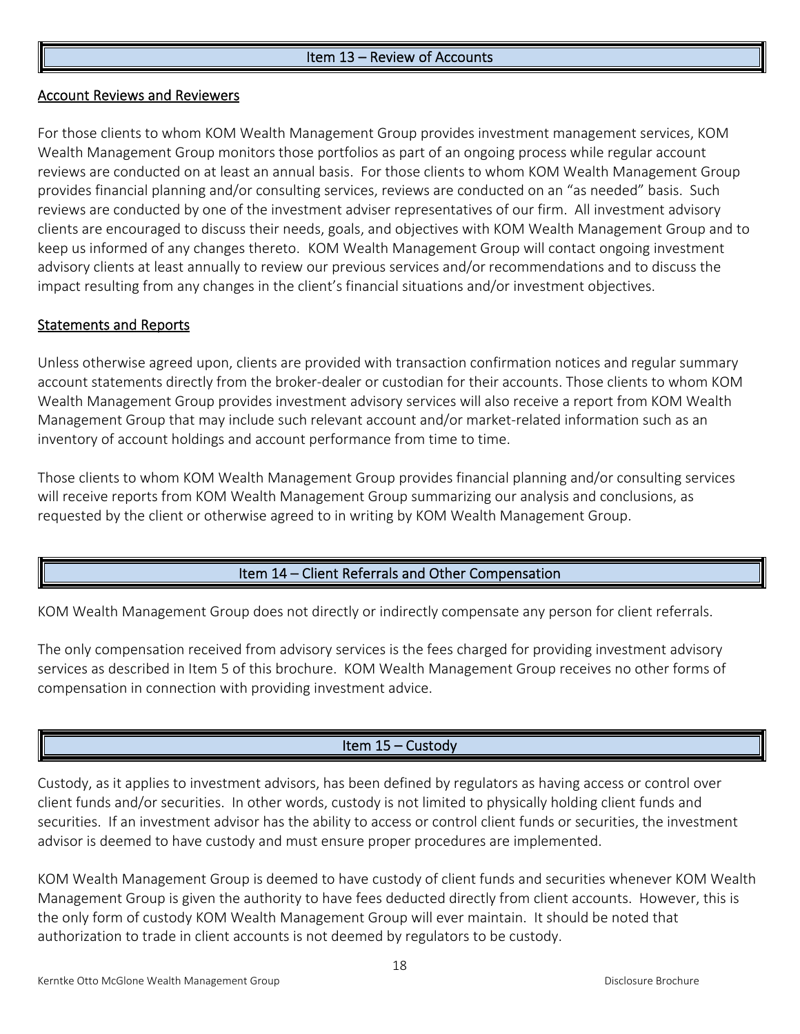## Item 13 – Review of Accounts

### Account Reviews and Reviewers

For those clients to whom KOM Wealth Management Group provides investment management services, KOM Wealth Management Group monitors those portfolios as part of an ongoing process while regular account reviews are conducted on at least an annual basis. For those clients to whom KOM Wealth Management Group provides financial planning and/or consulting services, reviews are conducted on an "as needed" basis. Such reviews are conducted by one of the investment adviser representatives of our firm. All investment advisory clients are encouraged to discuss their needs, goals, and objectives with KOM Wealth Management Group and to keep us informed of any changes thereto. KOM Wealth Management Group will contact ongoing investment advisory clients at least annually to review our previous services and/or recommendations and to discuss the impact resulting from any changes in the client's financial situations and/or investment objectives.

### Statements and Reports

Unless otherwise agreed upon, clients are provided with transaction confirmation notices and regular summary account statements directly from the broker-dealer or custodian for their accounts. Those clients to whom KOM Wealth Management Group provides investment advisory services will also receive a report from KOM Wealth Management Group that may include such relevant account and/or market-related information such as an inventory of account holdings and account performance from time to time.

Those clients to whom KOM Wealth Management Group provides financial planning and/or consulting services will receive reports from KOM Wealth Management Group summarizing our analysis and conclusions, as requested by the client or otherwise agreed to in writing by KOM Wealth Management Group.

## Item 14 – Client Referrals and Other Compensation

KOM Wealth Management Group does not directly or indirectly compensate any person for client referrals.

The only compensation received from advisory services is the fees charged for providing investment advisory services as described in Item 5 of this brochure. KOM Wealth Management Group receives no other forms of compensation in connection with providing investment advice.

## Item 15 – Custody

Custody, as it applies to investment advisors, has been defined by regulators as having access or control over client funds and/or securities. In other words, custody is not limited to physically holding client funds and securities. If an investment advisor has the ability to access or control client funds or securities, the investment advisor is deemed to have custody and must ensure proper procedures are implemented.

KOM Wealth Management Group is deemed to have custody of client funds and securities whenever KOM Wealth Management Group is given the authority to have fees deducted directly from client accounts. However, this is the only form of custody KOM Wealth Management Group will ever maintain. It should be noted that authorization to trade in client accounts is not deemed by regulators to be custody.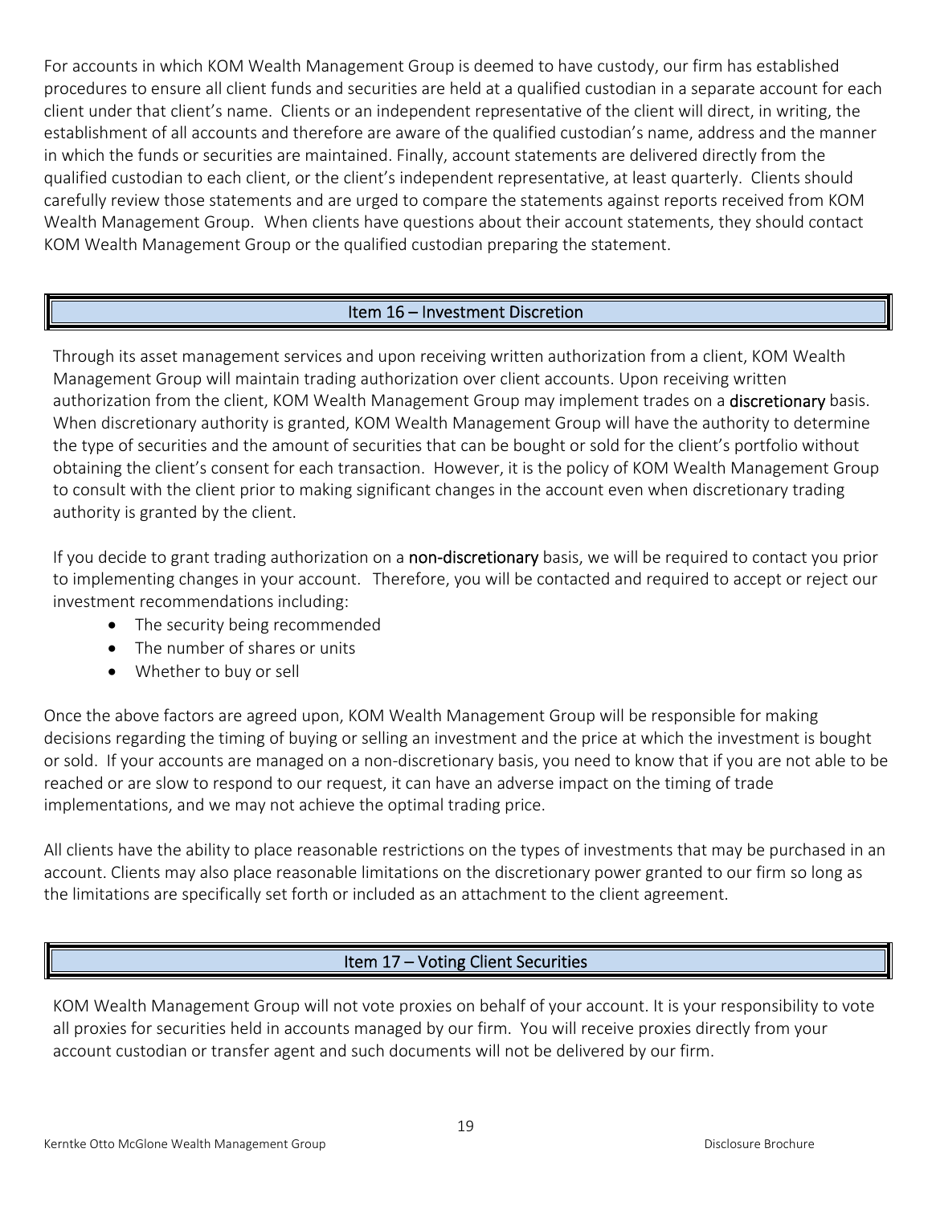For accounts in which KOM Wealth Management Group is deemed to have custody, our firm has established procedures to ensure all client funds and securities are held at a qualified custodian in a separate account for each client under that client's name. Clients or an independent representative of the client will direct, in writing, the establishment of all accounts and therefore are aware of the qualified custodian's name, address and the manner in which the funds or securities are maintained. Finally, account statements are delivered directly from the qualified custodian to each client, or the client's independent representative, at least quarterly. Clients should carefully review those statements and are urged to compare the statements against reports received from KOM Wealth Management Group. When clients have questions about their account statements, they should contact KOM Wealth Management Group or the qualified custodian preparing the statement.

## Item 16 – Investment Discretion

Through its asset management services and upon receiving written authorization from a client, KOM Wealth Management Group will maintain trading authorization over client accounts. Upon receiving written authorization from the client, KOM Wealth Management Group may implement trades on a **discretionary** basis. When discretionary authority is granted, KOM Wealth Management Group will have the authority to determine the type of securities and the amount of securities that can be bought or sold for the client's portfolio without obtaining the client's consent for each transaction. However, it is the policy of KOM Wealth Management Group to consult with the client prior to making significant changes in the account even when discretionary trading authority is granted by the client.

If you decide to grant trading authorization on a **non-discretionary** basis, we will be required to contact you prior to implementing changes in your account. Therefore, you will be contacted and required to accept or reject our investment recommendations including:

- The security being recommended
- The number of shares or units
- Whether to buy or sell

Once the above factors are agreed upon, KOM Wealth Management Group will be responsible for making decisions regarding the timing of buying or selling an investment and the price at which the investment is bought or sold. If your accounts are managed on a non-discretionary basis, you need to know that if you are not able to be reached or are slow to respond to our request, it can have an adverse impact on the timing of trade implementations, and we may not achieve the optimal trading price.

All clients have the ability to place reasonable restrictions on the types of investments that may be purchased in an account. Clients may also place reasonable limitations on the discretionary power granted to our firm so long as the limitations are specifically set forth or included as an attachment to the client agreement.

## Item 17 – Voting Client Securities

KOM Wealth Management Group will not vote proxies on behalf of your account. It is your responsibility to vote all proxies for securities held in accounts managed by our firm. You will receive proxies directly from your account custodian or transfer agent and such documents will not be delivered by our firm.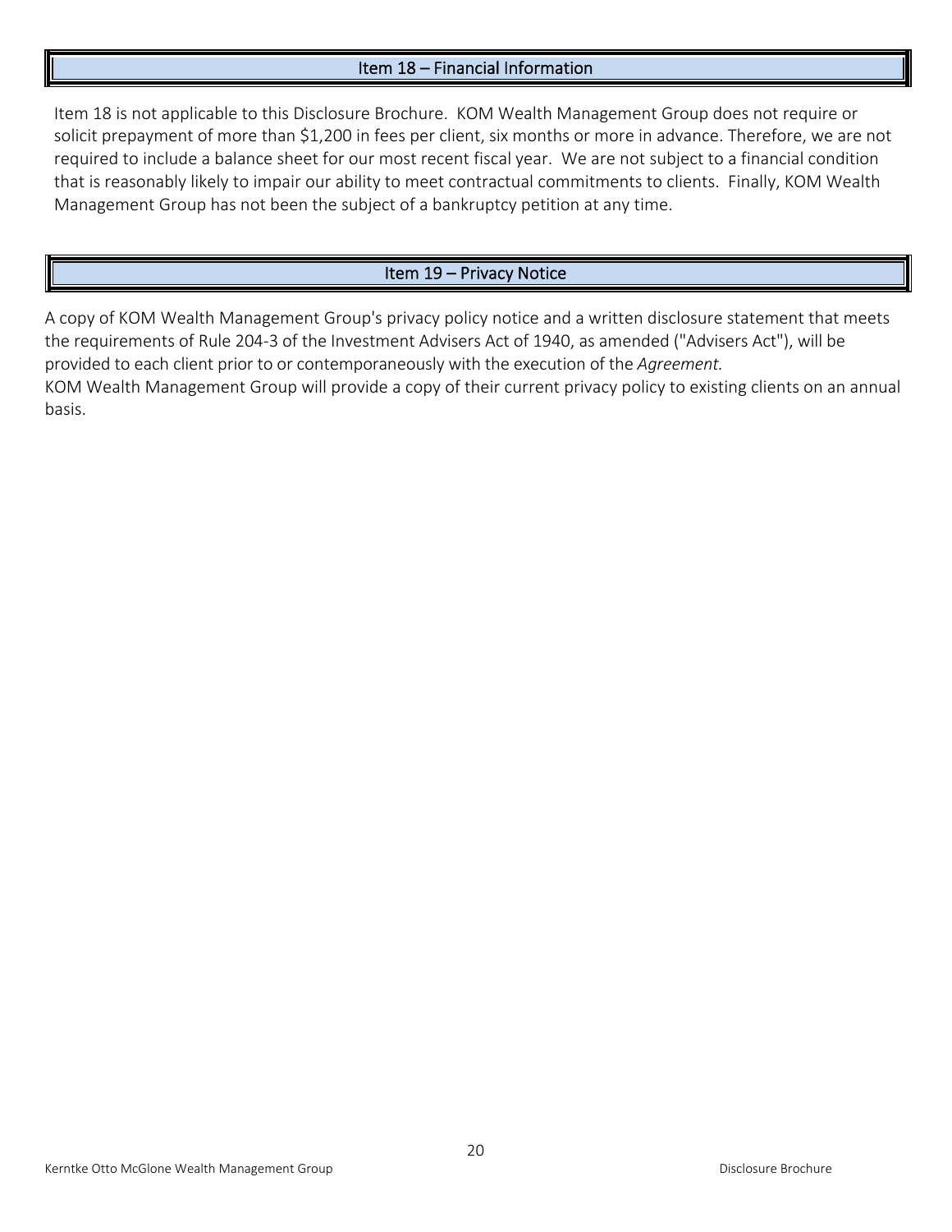## Item 18 – Financial Information

Item 18 is not applicable to this Disclosure Brochure. KOM Wealth Management Group does not require or solicit prepayment of more than $1,200 in fees per client, six months or more in advance. Therefore, we are not required to include a balance sheet for our most recent fiscal year. We are not subject to a financial condition that is reasonably likely to impair our ability to meet contractual commitments to clients. Finally, KOM Wealth Management Group has not been the subject of a bankruptcy petition at any time.

## Item 19 – Privacy Notice

A copy of KOM Wealth Management Group's privacy policy notice and a written disclosure statement that meets the requirements of Rule 204-3 of the Investment Advisers Act of 1940, as amended ("Advisers Act"), will be provided to each client prior to or contemporaneously with the execution of the *Agreement.*

KOM Wealth Management Group will provide a copy of their current privacy policy to existing clients on an annual basis.